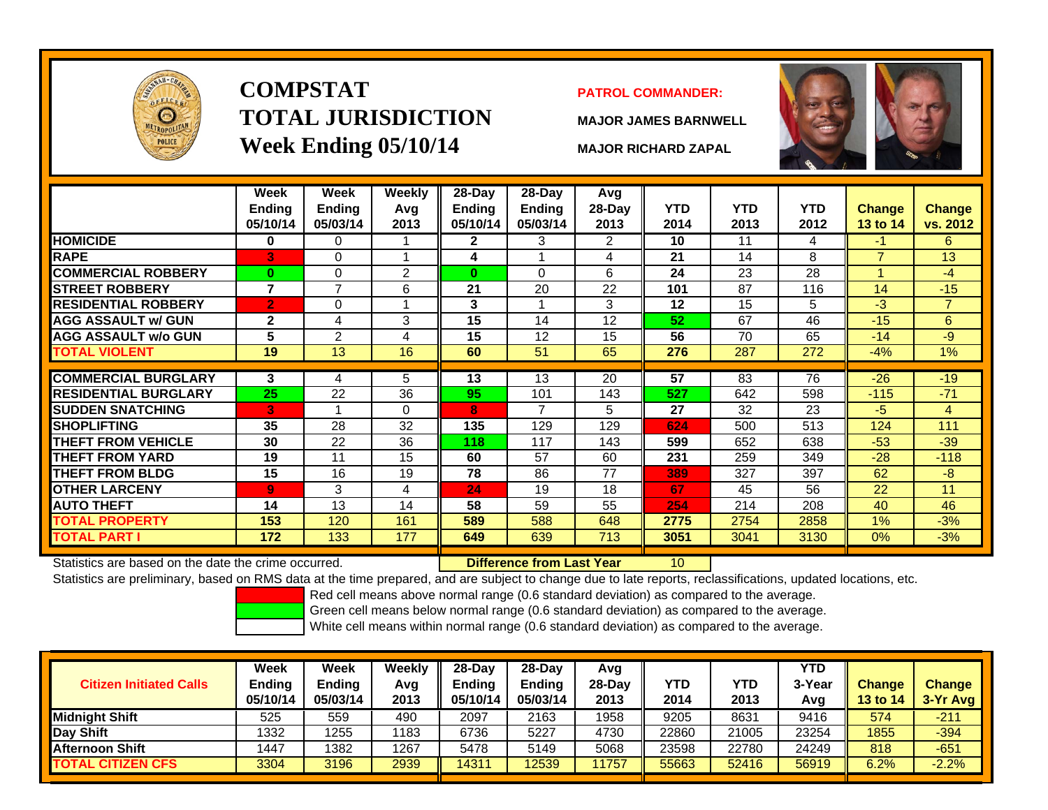# COMPSTAT
# TOTAL JURISDICTION
## Week Ending 05/10/14

**PATROL COMMANDER:**

**MAJOR JAMES BARNWELL**

**MAJOR RICHARD ZAPAL**

| | Week Ending 05/10/14 | Week Ending 05/03/14 | Weekly Avg 2013 | 28-Day Ending 05/10/14 | 28-Day Ending 05/03/14 | Avg 28-Day 2013 | YTD 2014 | YTD 2013 | YTD 2012 | Change 13 to 14 | Change vs. 2012 |
|---|---|---|---|---|---|---|---|---|---|---|---|
| HOMICIDE | 0 | 0 | 1 | 2 | 3 | 2 | 10 | 11 | 4 | -1 | 6 |
| RAPE | 3 | 0 | 1 | 4 | 1 | 4 | 21 | 14 | 8 | 7 | 13 |
| COMMERCIAL ROBBERY | 0 | 0 | 2 | 0 | 0 | 6 | 24 | 23 | 28 | 1 | -4 |
| STREET ROBBERY | 7 | 7 | 6 | 21 | 20 | 22 | 101 | 87 | 116 | 14 | -15 |
| RESIDENTIAL ROBBERY | 2 | 0 | 1 | 3 | 1 | 3 | 12 | 15 | 5 | -3 | 7 |
| AGG ASSAULT w/ GUN | 2 | 4 | 3 | 15 | 14 | 12 | 52 | 67 | 46 | -15 | 6 |
| AGG ASSAULT w/o GUN | 5 | 2 | 4 | 15 | 12 | 15 | 56 | 70 | 65 | -14 | -9 |
| TOTAL VIOLENT | 19 | 13 | 16 | 60 | 51 | 65 | 276 | 287 | 272 | -4% | 1% |
| COMMERCIAL BURGLARY | 3 | 4 | 5 | 13 | 13 | 20 | 57 | 83 | 76 | -26 | -19 |
| RESIDENTIAL BURGLARY | 25 | 22 | 36 | 95 | 101 | 143 | 527 | 642 | 598 | -115 | -71 |
| SUDDEN SNATCHING | 3 | 1 | 0 | 8 | 7 | 5 | 27 | 32 | 23 | -5 | 4 |
| SHOPLIFTING | 35 | 28 | 32 | 135 | 129 | 129 | 624 | 500 | 513 | 124 | 111 |
| THEFT FROM VEHICLE | 30 | 22 | 36 | 118 | 117 | 143 | 599 | 652 | 638 | -53 | -39 |
| THEFT FROM YARD | 19 | 11 | 15 | 60 | 57 | 60 | 231 | 259 | 349 | -28 | -118 |
| THEFT FROM BLDG | 15 | 16 | 19 | 78 | 86 | 77 | 389 | 327 | 397 | 62 | -8 |
| OTHER LARCENY | 9 | 3 | 4 | 24 | 19 | 18 | 67 | 45 | 56 | 22 | 11 |
| AUTO THEFT | 14 | 13 | 14 | 58 | 59 | 55 | 254 | 214 | 208 | 40 | 46 |
| TOTAL PROPERTY | 153 | 120 | 161 | 589 | 588 | 648 | 2775 | 2754 | 2858 | 1% | -3% |
| TOTAL PART I | 172 | 133 | 177 | 649 | 639 | 713 | 3051 | 3041 | 3130 | 0% | -3% |

Statistics are based on the date the crime occurred. **Difference from Last Year** 10

Statistics are preliminary, based on RMS data at the time prepared, and are subject to change due to late reports, reclassifications, updated locations, etc.

Red cell means above normal range (0.6 standard deviation) as compared to the average.
Green cell means below normal range (0.6 standard deviation) as compared to the average.
White cell means within normal range (0.6 standard deviation) as compared to the average.

| Citizen Initiated Calls | Week Ending 05/10/14 | Week Ending 05/03/14 | Weekly Avg 2013 | 28-Day Ending 05/10/14 | 28-Day Ending 05/03/14 | Avg 28-Day 2013 | YTD 2014 | YTD 2013 | YTD 3-Year Avg | Change 13 to 14 | Change 3-Yr Avg |
|---|---|---|---|---|---|---|---|---|---|---|---|
| Midnight Shift | 525 | 559 | 490 | 2097 | 2163 | 1958 | 9205 | 8631 | 9416 | 574 | -211 |
| Day Shift | 1332 | 1255 | 1183 | 6736 | 5227 | 4730 | 22860 | 21005 | 23254 | 1855 | -394 |
| Afternoon Shift | 1447 | 1382 | 1267 | 5478 | 5149 | 5068 | 23598 | 22780 | 24249 | 818 | -651 |
| TOTAL CITIZEN CFS | 3304 | 3196 | 2939 | 14311 | 12539 | 11757 | 55663 | 52416 | 56919 | 6.2% | -2.2% |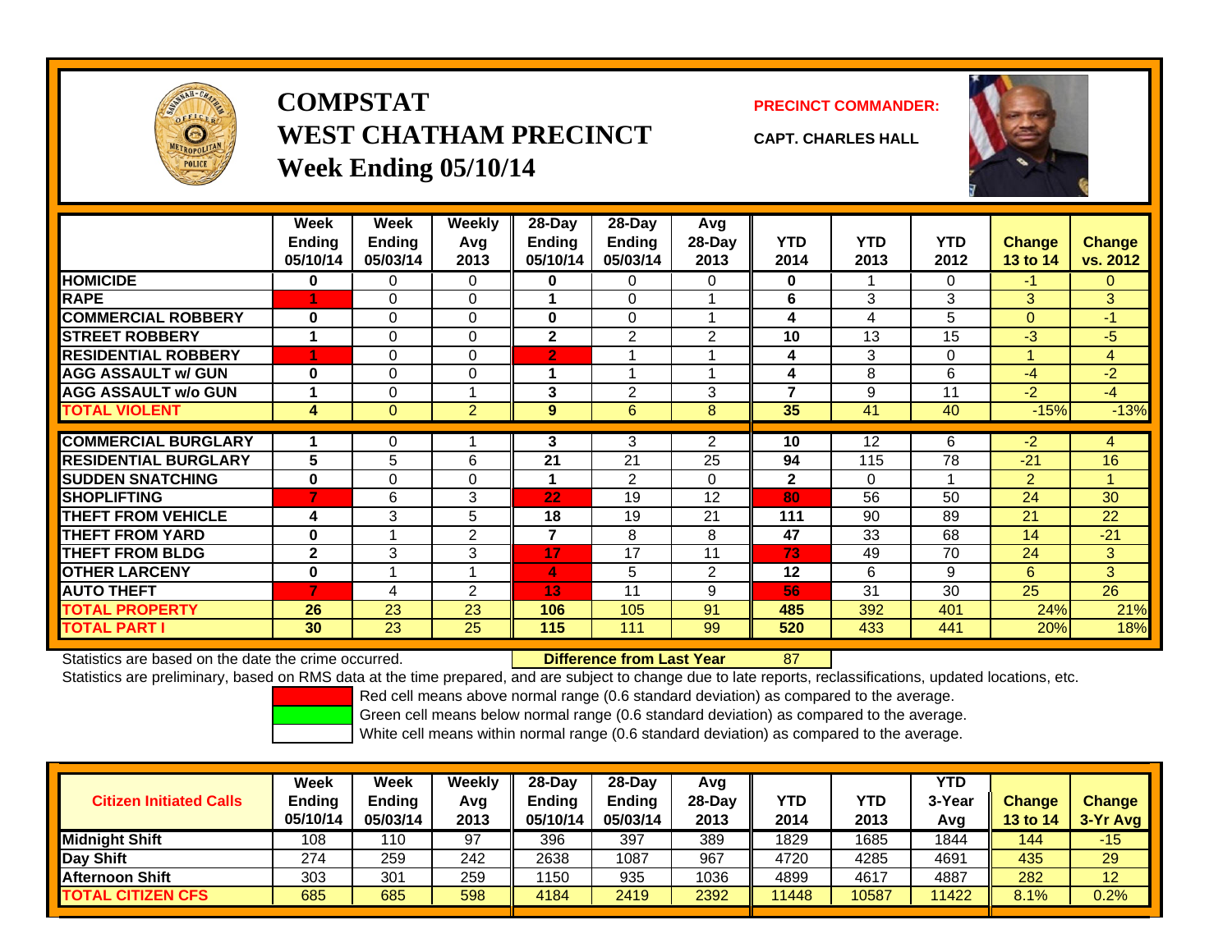# COMPSTAT
# WEST CHATHAM PRECINCT
# Week Ending 05/10/14

**PRECINCT COMMANDER:**

**CAPT. CHARLES HALL**

| | Week Ending 05/10/14 | Week Ending 05/03/14 | Weekly Avg 2013 | 28-Day Ending 05/10/14 | 28-Day Ending 05/03/14 | Avg 28-Day 2013 | YTD 2014 | YTD 2013 | YTD 2012 | Change 13 to 14 | Change vs. 2012 |
|---|---|---|---|---|---|---|---|---|---|---|---|
| HOMICIDE | 0 | 0 | 0 | 0 | 0 | 0 | 0 | 1 | 0 | -1 | 0 |
| RAPE | 1 | 0 | 0 | 1 | 0 | 1 | 6 | 3 | 3 | 3 | 3 |
| COMMERCIAL ROBBERY | 0 | 0 | 0 | 0 | 0 | 1 | 4 | 4 | 5 | 0 | -1 |
| STREET ROBBERY | 1 | 0 | 0 | 2 | 2 | 2 | 10 | 13 | 15 | -3 | -5 |
| RESIDENTIAL ROBBERY | 1 | 0 | 0 | 2 | 1 | 1 | 4 | 3 | 0 | 1 | 4 |
| AGG ASSAULT w/ GUN | 0 | 0 | 0 | 1 | 1 | 1 | 4 | 8 | 6 | -4 | -2 |
| AGG ASSAULT w/o GUN | 1 | 0 | 1 | 3 | 2 | 3 | 7 | 9 | 11 | -2 | -4 |
| TOTAL VIOLENT | 4 | 0 | 2 | 9 | 6 | 8 | 35 | 41 | 40 | -15% | -13% |
| COMMERCIAL BURGLARY | 1 | 0 | 1 | 3 | 3 | 2 | 10 | 12 | 6 | -2 | 4 |
| RESIDENTIAL BURGLARY | 5 | 5 | 6 | 21 | 21 | 25 | 94 | 115 | 78 | -21 | 16 |
| SUDDEN SNATCHING | 0 | 0 | 0 | 1 | 2 | 0 | 2 | 0 | 1 | 2 | 1 |
| SHOPLIFTING | 7 | 6 | 3 | 22 | 19 | 12 | 80 | 56 | 50 | 24 | 30 |
| THEFT FROM VEHICLE | 4 | 3 | 5 | 18 | 19 | 21 | 111 | 90 | 89 | 21 | 22 |
| THEFT FROM YARD | 0 | 1 | 2 | 7 | 8 | 8 | 47 | 33 | 68 | 14 | -21 |
| THEFT FROM BLDG | 2 | 3 | 3 | 17 | 17 | 11 | 73 | 49 | 70 | 24 | 3 |
| OTHER LARCENY | 0 | 1 | 1 | 4 | 5 | 2 | 12 | 6 | 9 | 6 | 3 |
| AUTO THEFT | 7 | 4 | 2 | 13 | 11 | 9 | 56 | 31 | 30 | 25 | 26 |
| TOTAL PROPERTY | 26 | 23 | 23 | 106 | 105 | 91 | 485 | 392 | 401 | 24% | 21% |
| TOTAL PART I | 30 | 23 | 25 | 115 | 111 | 99 | 520 | 433 | 441 | 20% | 18% |

Statistics are based on the date the crime occurred. **Difference from Last Year** 87

Statistics are preliminary, based on RMS data at the time prepared, and are subject to change due to late reports, reclassifications, updated locations, etc.

Red cell means above normal range (0.6 standard deviation) as compared to the average.

Green cell means below normal range (0.6 standard deviation) as compared to the average.

White cell means within normal range (0.6 standard deviation) as compared to the average.

| Citizen Initiated Calls | Week Ending 05/10/14 | Week Ending 05/03/14 | Weekly Avg 2013 | 28-Day Ending 05/10/14 | 28-Day Ending 05/03/14 | Avg 28-Day 2013 | YTD 2014 | YTD 2013 | YTD 3-Year Avg | Change 13 to 14 | Change 3-Yr Avg |
|---|---|---|---|---|---|---|---|---|---|---|---|
| Midnight Shift | 108 | 110 | 97 | 396 | 397 | 389 | 1829 | 1685 | 1844 | 144 | -15 |
| Day Shift | 274 | 259 | 242 | 2638 | 1087 | 967 | 4720 | 4285 | 4691 | 435 | 29 |
| Afternoon Shift | 303 | 301 | 259 | 1150 | 935 | 1036 | 4899 | 4617 | 4887 | 282 | 12 |
| TOTAL CITIZEN CFS | 685 | 685 | 598 | 4184 | 2419 | 2392 | 11448 | 10587 | 11422 | 8.1% | 0.2% |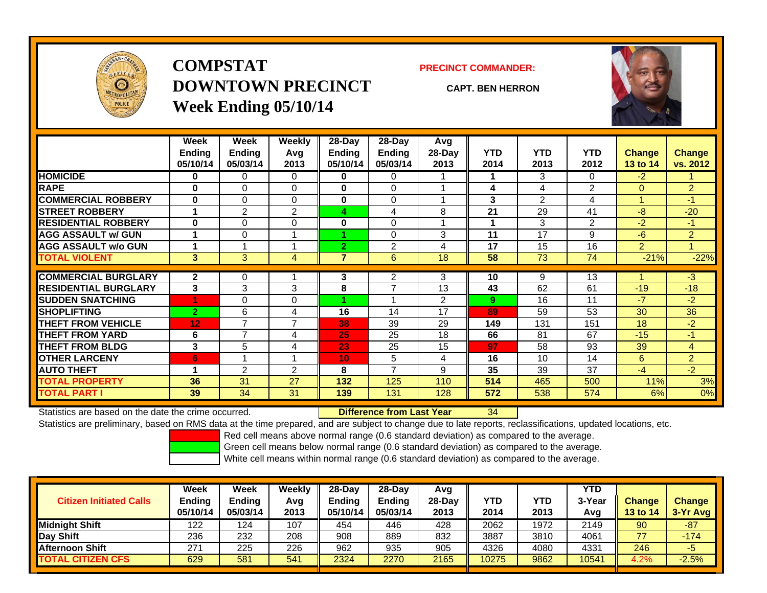# COMPSTAT
# DOWNTOWN PRECINCT
## Week Ending 05/10/14

**PRECINCT COMMANDER:**

**CAPT. BEN HERRON**

| | Week Ending 05/10/14 | Week Ending 05/03/14 | Weekly Avg 2013 | 28-Day Ending 05/10/14 | 28-Day Ending 05/03/14 | Avg 28-Day 2013 | YTD 2014 | YTD 2013 | YTD 2012 | Change 13 to 14 | Change vs. 2012 |
|---|---|---|---|---|---|---|---|---|---|---|---|
| HOMICIDE | 0 | 0 | 0 | 0 | 0 | 1 | 1 | 3 | 0 | -2 | 1 |
| RAPE | 0 | 0 | 0 | 0 | 0 | 1 | 4 | 4 | 2 | 0 | 2 |
| COMMERCIAL ROBBERY | 0 | 0 | 0 | 0 | 0 | 1 | 3 | 2 | 4 | 1 | -1 |
| STREET ROBBERY | 1 | 2 | 2 | 4 | 4 | 8 | 21 | 29 | 41 | -8 | -20 |
| RESIDENTIAL ROBBERY | 0 | 0 | 0 | 0 | 0 | 1 | 1 | 3 | 2 | -2 | -1 |
| AGG ASSAULT w/ GUN | 1 | 0 | 1 | 1 | 0 | 3 | 11 | 17 | 9 | -6 | 2 |
| AGG ASSAULT w/o GUN | 1 | 1 | 1 | 2 | 2 | 4 | 17 | 15 | 16 | 2 | 1 |
| TOTAL VIOLENT | 3 | 3 | 4 | 7 | 6 | 18 | 58 | 73 | 74 | -21% | -22% |
| COMMERCIAL BURGLARY | 2 | 0 | 1 | 3 | 2 | 3 | 10 | 9 | 13 | 1 | -3 |
| RESIDENTIAL BURGLARY | 3 | 3 | 3 | 8 | 7 | 13 | 43 | 62 | 61 | -19 | -18 |
| SUDDEN SNATCHING | 1 | 0 | 0 | 1 | 1 | 2 | 9 | 16 | 11 | -7 | -2 |
| SHOPLIFTING | 2 | 6 | 4 | 16 | 14 | 17 | 89 | 59 | 53 | 30 | 36 |
| THEFT FROM VEHICLE | 12 | 7 | 7 | 38 | 39 | 29 | 149 | 131 | 151 | 18 | -2 |
| THEFT FROM YARD | 6 | 7 | 4 | 25 | 25 | 18 | 66 | 81 | 67 | -15 | -1 |
| THEFT FROM BLDG | 3 | 5 | 4 | 23 | 25 | 15 | 97 | 58 | 93 | 39 | 4 |
| OTHER LARCENY | 6 | 1 | 1 | 10 | 5 | 4 | 16 | 10 | 14 | 6 | 2 |
| AUTO THEFT | 1 | 2 | 2 | 8 | 7 | 9 | 35 | 39 | 37 | -4 | -2 |
| TOTAL PROPERTY | 36 | 31 | 27 | 132 | 125 | 110 | 514 | 465 | 500 | 11% | 3% |
| TOTAL PART I | 39 | 34 | 31 | 139 | 131 | 128 | 572 | 538 | 574 | 6% | 0% |

Statistics are based on the date the crime occurred. **Difference from Last Year** 34

Statistics are preliminary, based on RMS data at the time prepared, and are subject to change due to late reports, reclassifications, updated locations, etc.

Red cell means above normal range (0.6 standard deviation) as compared to the average.
Green cell means below normal range (0.6 standard deviation) as compared to the average.
White cell means within normal range (0.6 standard deviation) as compared to the average.

| Citizen Initiated Calls | Week Ending 05/10/14 | Week Ending 05/03/14 | Weekly Avg 2013 | 28-Day Ending 05/10/14 | 28-Day Ending 05/03/14 | Avg 28-Day 2013 | YTD 2014 | YTD 2013 | YTD 3-Year Avg | Change 13 to 14 | Change 3-Yr Avg |
|---|---|---|---|---|---|---|---|---|---|---|---|
| Midnight Shift | 122 | 124 | 107 | 454 | 446 | 428 | 2062 | 1972 | 2149 | 90 | -87 |
| Day Shift | 236 | 232 | 208 | 908 | 889 | 832 | 3887 | 3810 | 4061 | 77 | -174 |
| Afternoon Shift | 271 | 225 | 226 | 962 | 935 | 905 | 4326 | 4080 | 4331 | 246 | -5 |
| TOTAL CITIZEN CFS | 629 | 581 | 541 | 2324 | 2270 | 2165 | 10275 | 9862 | 10541 | 4.2% | -2.5% |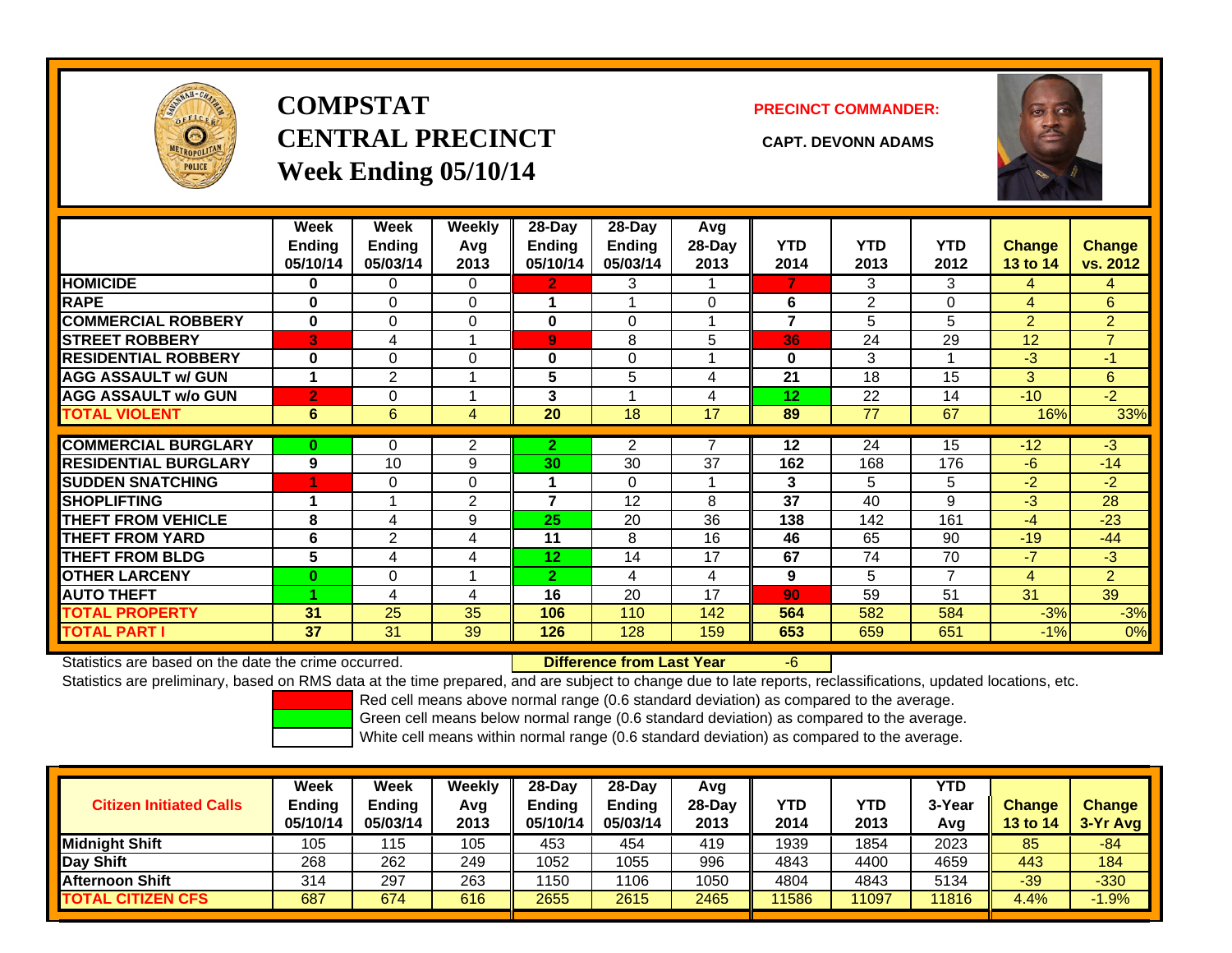# COMPSTAT
# CENTRAL PRECINCT
# Week Ending 05/10/14

**PRECINCT COMMANDER:**

**CAPT. DEVONN ADAMS**

| | Week Ending 05/10/14 | Week Ending 05/03/14 | Weekly Avg 2013 | 28-Day Ending 05/10/14 | 28-Day Ending 05/03/14 | Avg 28-Day 2013 | YTD 2014 | YTD 2013 | YTD 2012 | Change 13 to 14 | Change vs. 2012 |
|---|---|---|---|---|---|---|---|---|---|---|---|
| HOMICIDE | 0 | 0 | 0 | 2 | 3 | 1 | 7 | 3 | 3 | 4 | 4 |
| RAPE | 0 | 0 | 0 | 1 | 1 | 0 | 6 | 2 | 0 | 4 | 6 |
| COMMERCIAL ROBBERY | 0 | 0 | 0 | 0 | 0 | 1 | 7 | 5 | 5 | 2 | 2 |
| STREET ROBBERY | 3 | 4 | 1 | 9 | 8 | 5 | 36 | 24 | 29 | 12 | 7 |
| RESIDENTIAL ROBBERY | 0 | 0 | 0 | 0 | 0 | 1 | 0 | 3 | 1 | -3 | -1 |
| AGG ASSAULT w/ GUN | 1 | 2 | 1 | 5 | 5 | 4 | 21 | 18 | 15 | 3 | 6 |
| AGG ASSAULT w/o GUN | 2 | 0 | 1 | 3 | 1 | 4 | 12 | 22 | 14 | -10 | -2 |
| TOTAL VIOLENT | 6 | 6 | 4 | 20 | 18 | 17 | 89 | 77 | 67 | 16% | 33% |
| COMMERCIAL BURGLARY | 0 | 0 | 2 | 2 | 2 | 7 | 12 | 24 | 15 | -12 | -3 |
| RESIDENTIAL BURGLARY | 9 | 10 | 9 | 30 | 30 | 37 | 162 | 168 | 176 | -6 | -14 |
| SUDDEN SNATCHING | 1 | 0 | 0 | 1 | 0 | 1 | 3 | 5 | 5 | -2 | -2 |
| SHOPLIFTING | 1 | 1 | 2 | 7 | 12 | 8 | 37 | 40 | 9 | -3 | 28 |
| THEFT FROM VEHICLE | 8 | 4 | 9 | 25 | 20 | 36 | 138 | 142 | 161 | -4 | -23 |
| THEFT FROM YARD | 6 | 2 | 4 | 11 | 8 | 16 | 46 | 65 | 90 | -19 | -44 |
| THEFT FROM BLDG | 5 | 4 | 4 | 12 | 14 | 17 | 67 | 74 | 70 | -7 | -3 |
| OTHER LARCENY | 0 | 0 | 1 | 2 | 4 | 4 | 9 | 5 | 7 | 4 | 2 |
| AUTO THEFT | 1 | 4 | 4 | 16 | 20 | 17 | 90 | 59 | 51 | 31 | 39 |
| TOTAL PROPERTY | 31 | 25 | 35 | 106 | 110 | 142 | 564 | 582 | 584 | -3% | -3% |
| TOTAL PART I | 37 | 31 | 39 | 126 | 128 | 159 | 653 | 659 | 651 | -1% | 0% |

Statistics are based on the date the crime occurred. **Difference from Last Year** -6

Statistics are preliminary, based on RMS data at the time prepared, and are subject to change due to late reports, reclassifications, updated locations, etc.

Red cell means above normal range (0.6 standard deviation) as compared to the average.
Green cell means below normal range (0.6 standard deviation) as compared to the average.
White cell means within normal range (0.6 standard deviation) as compared to the average.

| Citizen Initiated Calls | Week Ending 05/10/14 | Week Ending 05/03/14 | Weekly Avg 2013 | 28-Day Ending 05/10/14 | 28-Day Ending 05/03/14 | Avg 28-Day 2013 | YTD 2014 | YTD 2013 | YTD 3-Year Avg | Change 13 to 14 | Change 3-Yr Avg |
|---|---|---|---|---|---|---|---|---|---|---|---|
| Midnight Shift | 105 | 115 | 105 | 453 | 454 | 419 | 1939 | 1854 | 2023 | 85 | -84 |
| Day Shift | 268 | 262 | 249 | 1052 | 1055 | 996 | 4843 | 4400 | 4659 | 443 | 184 |
| Afternoon Shift | 314 | 297 | 263 | 1150 | 1106 | 1050 | 4804 | 4843 | 5134 | -39 | -330 |
| TOTAL CITIZEN CFS | 687 | 674 | 616 | 2655 | 2615 | 2465 | 11586 | 11097 | 11816 | 4.4% | -1.9% |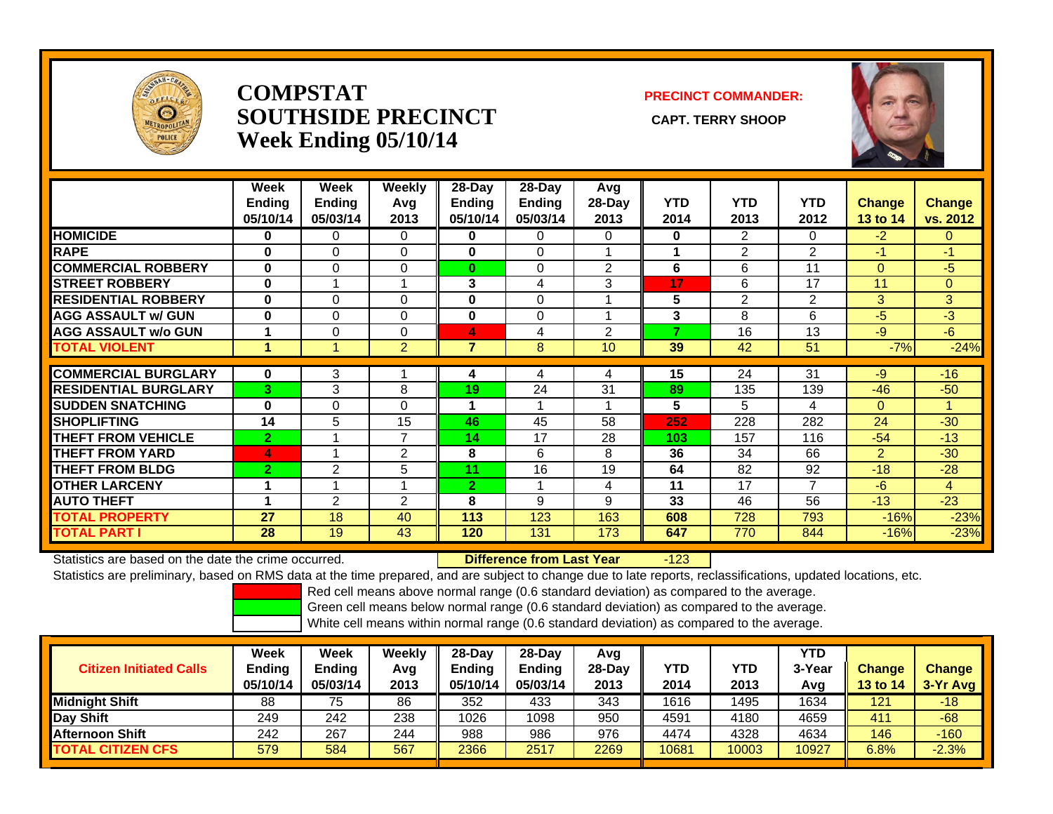# COMPSTAT
# SOUTHSIDE PRECINCT
# Week Ending 05/10/14

**PRECINCT COMMANDER:**

**CAPT. TERRY SHOOP**

| | Week Ending 05/10/14 | Week Ending 05/03/14 | Weekly Avg 2013 | 28-Day Ending 05/10/14 | 28-Day Ending 05/03/14 | Avg 28-Day 2013 | YTD 2014 | YTD 2013 | YTD 2012 | Change 13 to 14 | Change vs. 2012 |
|---|---|---|---|---|---|---|---|---|---|---|---|
| HOMICIDE | 0 | 0 | 0 | 0 | 0 | 0 | 0 | 2 | 0 | -2 | 0 |
| RAPE | 0 | 0 | 0 | 0 | 0 | 1 | 1 | 2 | 2 | -1 | -1 |
| COMMERCIAL ROBBERY | 0 | 0 | 0 | 0 | 0 | 2 | 6 | 6 | 11 | 0 | -5 |
| STREET ROBBERY | 0 | 1 | 1 | 3 | 4 | 3 | 17 | 6 | 17 | 11 | 0 |
| RESIDENTIAL ROBBERY | 0 | 0 | 0 | 0 | 0 | 1 | 5 | 2 | 2 | 3 | 3 |
| AGG ASSAULT w/ GUN | 0 | 0 | 0 | 0 | 0 | 1 | 3 | 8 | 6 | -5 | -3 |
| AGG ASSAULT w/o GUN | 1 | 0 | 0 | 4 | 4 | 2 | 7 | 16 | 13 | -9 | -6 |
| TOTAL VIOLENT | 1 | 1 | 2 | 7 | 8 | 10 | 39 | 42 | 51 | -7% | -24% |
| COMMERCIAL BURGLARY | 0 | 3 | 1 | 4 | 4 | 4 | 15 | 24 | 31 | -9 | -16 |
| RESIDENTIAL BURGLARY | 3 | 3 | 8 | 19 | 24 | 31 | 89 | 135 | 139 | -46 | -50 |
| SUDDEN SNATCHING | 0 | 0 | 0 | 1 | 1 | 1 | 5 | 5 | 4 | 0 | 1 |
| SHOPLIFTING | 14 | 5 | 15 | 46 | 45 | 58 | 252 | 228 | 282 | 24 | -30 |
| THEFT FROM VEHICLE | 2 | 1 | 7 | 14 | 17 | 28 | 103 | 157 | 116 | -54 | -13 |
| THEFT FROM YARD | 4 | 1 | 2 | 8 | 6 | 8 | 36 | 34 | 66 | 2 | -30 |
| THEFT FROM BLDG | 2 | 2 | 5 | 11 | 16 | 19 | 64 | 82 | 92 | -18 | -28 |
| OTHER LARCENY | 1 | 1 | 1 | 2 | 1 | 4 | 11 | 17 | 7 | -6 | 4 |
| AUTO THEFT | 1 | 2 | 2 | 8 | 9 | 9 | 33 | 46 | 56 | -13 | -23 |
| TOTAL PROPERTY | 27 | 18 | 40 | 113 | 123 | 163 | 608 | 728 | 793 | -16% | -23% |
| TOTAL PART I | 28 | 19 | 43 | 120 | 131 | 173 | 647 | 770 | 844 | -16% | -23% |

Statistics are based on the date the crime occurred. **Difference from Last Year** -123

Statistics are preliminary, based on RMS data at the time prepared, and are subject to change due to late reports, reclassifications, updated locations, etc.

Red cell means above normal range (0.6 standard deviation) as compared to the average.
Green cell means below normal range (0.6 standard deviation) as compared to the average.
White cell means within normal range (0.6 standard deviation) as compared to the average.

| Citizen Initiated Calls | Week Ending 05/10/14 | Week Ending 05/03/14 | Weekly Avg 2013 | 28-Day Ending 05/10/14 | 28-Day Ending 05/03/14 | Avg 28-Day 2013 | YTD 2014 | YTD 2013 | YTD 3-Year Avg | Change 13 to 14 | Change 3-Yr Avg |
|---|---|---|---|---|---|---|---|---|---|---|---|
| Midnight Shift | 88 | 75 | 86 | 352 | 433 | 343 | 1616 | 1495 | 1634 | 121 | -18 |
| Day Shift | 249 | 242 | 238 | 1026 | 1098 | 950 | 4591 | 4180 | 4659 | 411 | -68 |
| Afternoon Shift | 242 | 267 | 244 | 988 | 986 | 976 | 4474 | 4328 | 4634 | 146 | -160 |
| TOTAL CITIZEN CFS | 579 | 584 | 567 | 2366 | 2517 | 2269 | 10681 | 10003 | 10927 | 6.8% | -2.3% |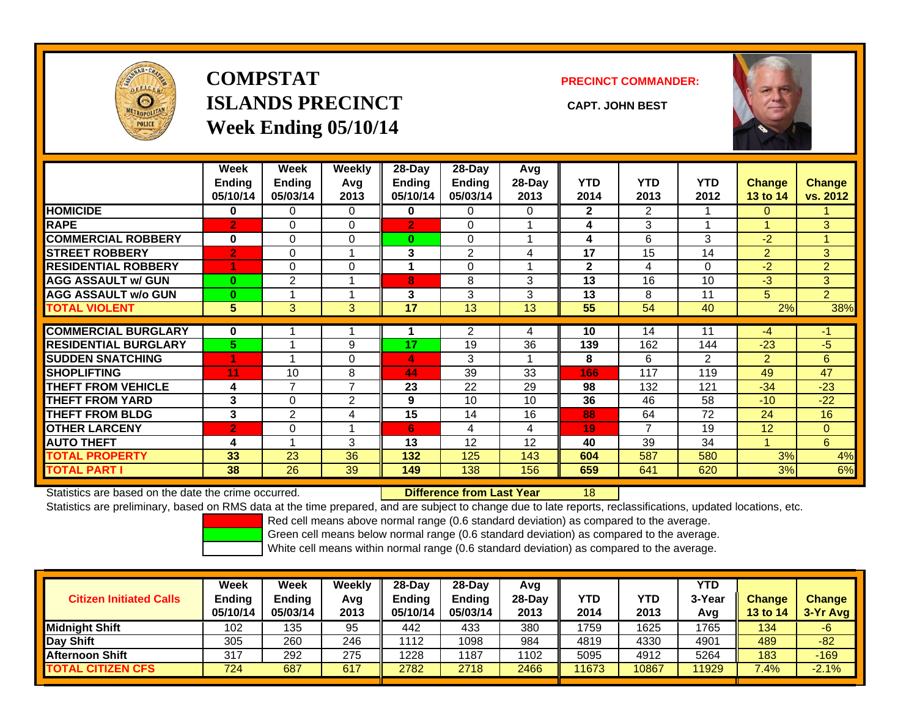# COMPSTAT
# ISLANDS PRECINCT
# Week Ending 05/10/14

**PRECINCT COMMANDER:**

**CAPT. JOHN BEST**

| | Week Ending 05/10/14 | Week Ending 05/03/14 | Weekly Avg 2013 | 28-Day Ending 05/10/14 | 28-Day Ending 05/03/14 | Avg 28-Day 2013 | YTD 2014 | YTD 2013 | YTD 2012 | Change 13 to 14 | Change vs. 2012 |
|---|---|---|---|---|---|---|---|---|---|---|---|
| HOMICIDE | 0 | 0 | 0 | 0 | 0 | 0 | 2 | 2 | 1 | 0 | 1 |
| RAPE | 2 | 0 | 0 | 2 | 0 | 1 | 4 | 3 | 1 | 1 | 3 |
| COMMERCIAL ROBBERY | 0 | 0 | 0 | 0 | 0 | 1 | 4 | 6 | 3 | -2 | 1 |
| STREET ROBBERY | 2 | 0 | 1 | 3 | 2 | 4 | 17 | 15 | 14 | 2 | 3 |
| RESIDENTIAL ROBBERY | 1 | 0 | 0 | 1 | 0 | 1 | 2 | 4 | 0 | -2 | 2 |
| AGG ASSAULT w/ GUN | 0 | 2 | 1 | 8 | 8 | 3 | 13 | 16 | 10 | -3 | 3 |
| AGG ASSAULT w/o GUN | 0 | 1 | 1 | 3 | 3 | 3 | 13 | 8 | 11 | 5 | 2 |
| TOTAL VIOLENT | 5 | 3 | 3 | 17 | 13 | 13 | 55 | 54 | 40 | 2% | 38% |
| COMMERCIAL BURGLARY | 0 | 1 | 1 | 1 | 2 | 4 | 10 | 14 | 11 | -4 | -1 |
| RESIDENTIAL BURGLARY | 5 | 1 | 9 | 17 | 19 | 36 | 139 | 162 | 144 | -23 | -5 |
| SUDDEN SNATCHING | 1 | 1 | 0 | 4 | 3 | 1 | 8 | 6 | 2 | 2 | 6 |
| SHOPLIFTING | 11 | 10 | 8 | 44 | 39 | 33 | 166 | 117 | 119 | 49 | 47 |
| THEFT FROM VEHICLE | 4 | 7 | 7 | 23 | 22 | 29 | 98 | 132 | 121 | -34 | -23 |
| THEFT FROM YARD | 3 | 0 | 2 | 9 | 10 | 10 | 36 | 46 | 58 | -10 | -22 |
| THEFT FROM BLDG | 3 | 2 | 4 | 15 | 14 | 16 | 88 | 64 | 72 | 24 | 16 |
| OTHER LARCENY | 2 | 0 | 1 | 6 | 4 | 4 | 19 | 7 | 19 | 12 | 0 |
| AUTO THEFT | 4 | 1 | 3 | 13 | 12 | 12 | 40 | 39 | 34 | 1 | 6 |
| TOTAL PROPERTY | 33 | 23 | 36 | 132 | 125 | 143 | 604 | 587 | 580 | 3% | 4% |
| TOTAL PART I | 38 | 26 | 39 | 149 | 138 | 156 | 659 | 641 | 620 | 3% | 6% |

Statistics are based on the date the crime occurred. **Difference from Last Year** 18

Statistics are preliminary, based on RMS data at the time prepared, and are subject to change due to late reports, reclassifications, updated locations, etc.

Red cell means above normal range (0.6 standard deviation) as compared to the average.
Green cell means below normal range (0.6 standard deviation) as compared to the average.
White cell means within normal range (0.6 standard deviation) as compared to the average.

| Citizen Initiated Calls | Week Ending 05/10/14 | Week Ending 05/03/14 | Weekly Avg 2013 | 28-Day Ending 05/10/14 | 28-Day Ending 05/03/14 | Avg 28-Day 2013 | YTD 2014 | YTD 2013 | YTD 3-Year Avg | Change 13 to 14 | Change 3-Yr Avg |
|---|---|---|---|---|---|---|---|---|---|---|---|
| Midnight Shift | 102 | 135 | 95 | 442 | 433 | 380 | 1759 | 1625 | 1765 | 134 | -6 |
| Day Shift | 305 | 260 | 246 | 1112 | 1098 | 984 | 4819 | 4330 | 4901 | 489 | -82 |
| Afternoon Shift | 317 | 292 | 275 | 1228 | 1187 | 1102 | 5095 | 4912 | 5264 | 183 | -169 |
| TOTAL CITIZEN CFS | 724 | 687 | 617 | 2782 | 2718 | 2466 | 11673 | 10867 | 11929 | 7.4% | -2.1% |